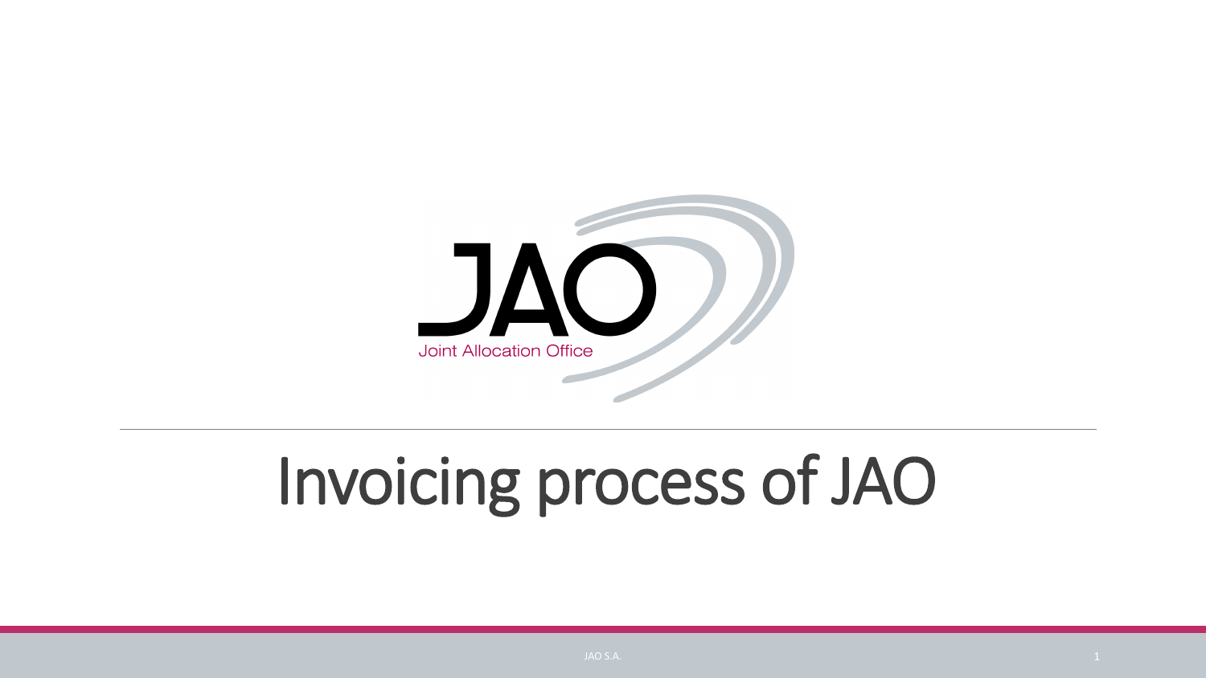JAO

Joint Allocation Office

# Invoicing process of JAO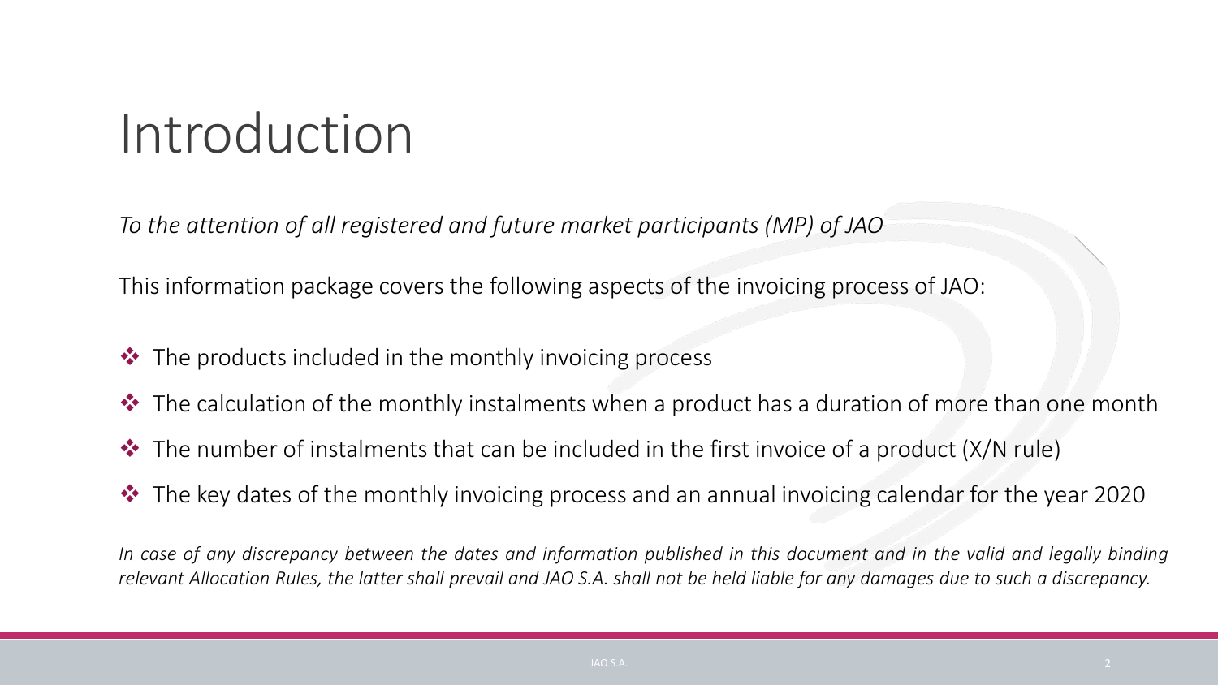# Introduction

*To the attention of all registered and future market participants (MP) of JAO*

This information package covers the following aspects of the invoicing process of JAO:

- The products included in the monthly invoicing process
- The calculation of the monthly instalments when a product has a duration of more than one month
- The number of instalments that can be included in the first invoice of a product (X/N rule)
- The key dates of the monthly invoicing process and an annual invoicing calendar for the year 2020

*In case of any discrepancy between the dates and information published in this document and in the valid and legally binding relevant Allocation Rules, the latter shall prevail and JAO S.A. shall not be held liable for any damages due to such a discrepancy.*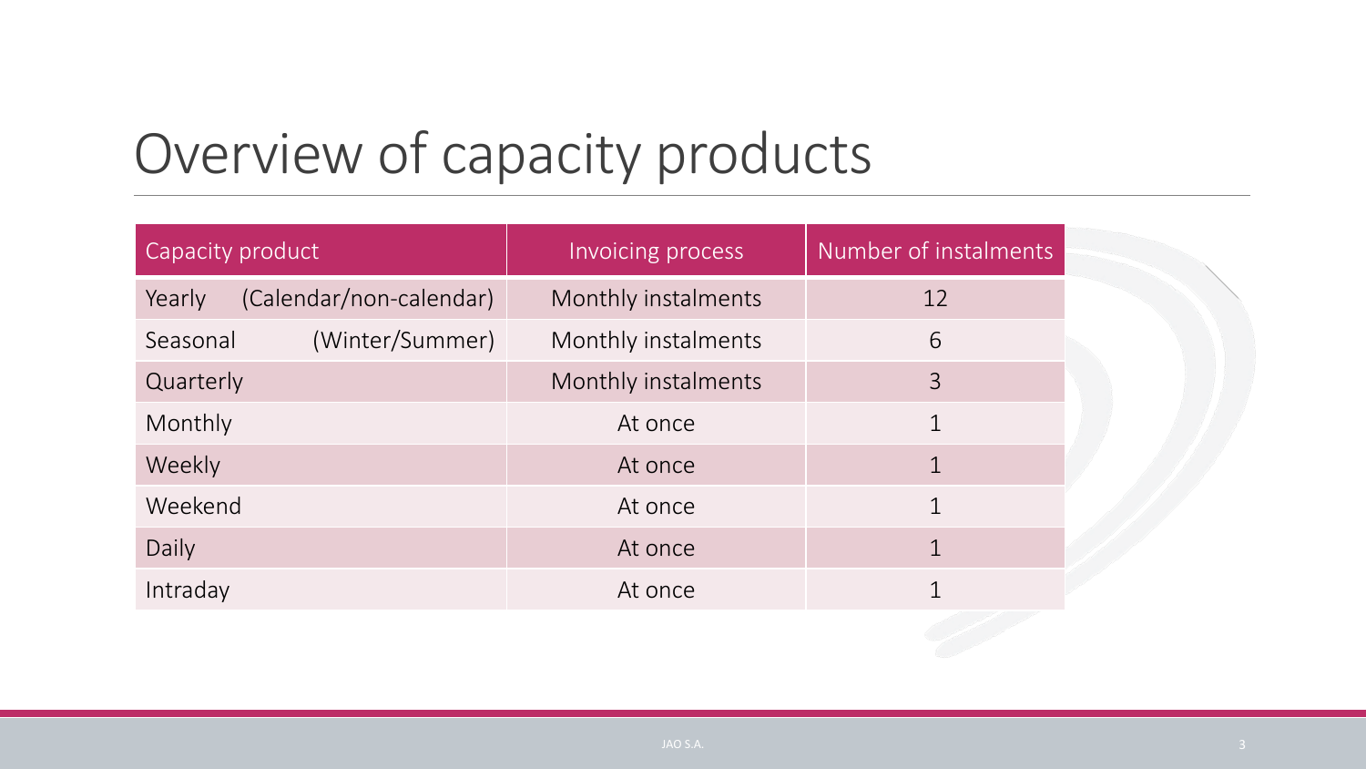# Overview of capacity products

| Capacity product | Invoicing process | Number of instalments |
|---|---|---|
| Yearly (Calendar/non-calendar) | Monthly instalments | 12 |
| Seasonal (Winter/Summer) | Monthly instalments | 6 |
| Quarterly | Monthly instalments | 3 |
| Monthly | At once | 1 |
| Weekly | At once | 1 |
| Weekend | At once | 1 |
| Daily | At once | 1 |
| Intraday | At once | 1 |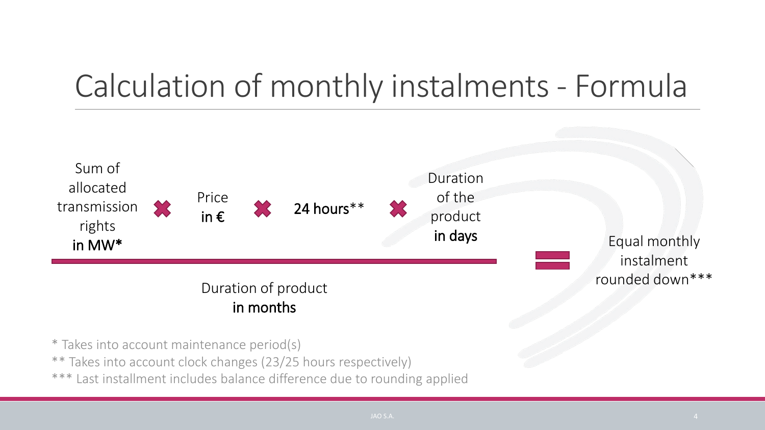# Calculation of monthly instalments - Formula

$$\frac{\text{Sum of allocated transmission rights } \textbf{in MW}^{*} \times \text{Price } \textbf{in €} \times \textbf{24 hours}^{**} \times \text{Duration of the product } \textbf{in days}}{\text{Duration of product } \textbf{in months}} = \text{Equal monthly instalment rounded down}^{***}$$

\* Takes into account maintenance period(s)

\*\* Takes into account clock changes (23/25 hours respectively)

\*\*\* Last installment includes balance difference due to rounding applied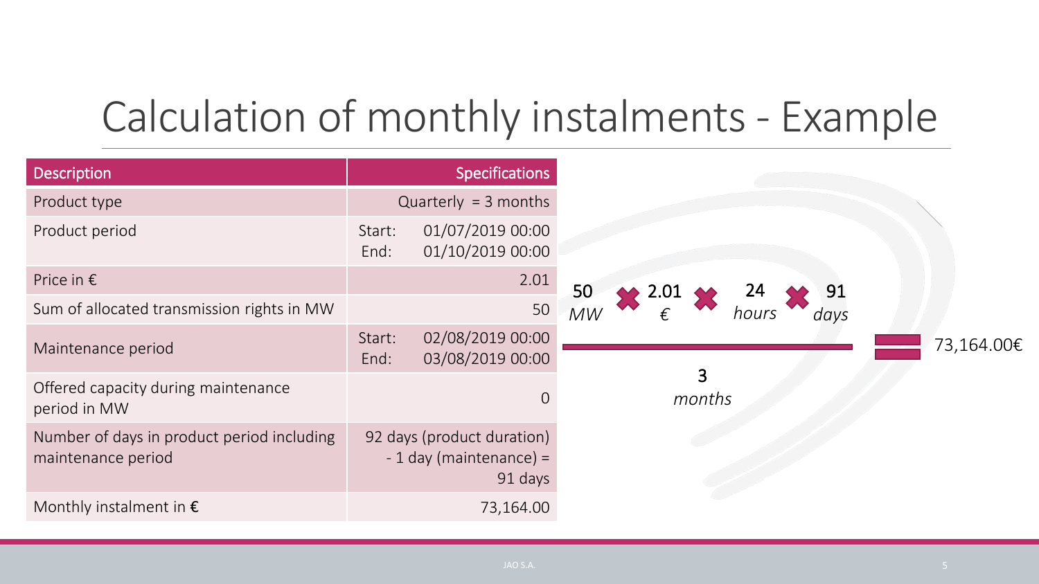# Calculation of monthly instalments - Example

| Description | Specifications |
| --- | --- |
| Product type | Quarterly = 3 months |
| Product period | Start: 01/07/2019 00:00<br>End: 01/10/2019 00:00 |
| Price in € | 2.01 |
| Sum of allocated transmission rights in MW | 50 |
| Maintenance period | Start: 02/08/2019 00:00<br>End: 03/08/2019 00:00 |
| Offered capacity during maintenance period in MW | 0 |
| Number of days in product period including maintenance period | 92 days (product duration) - 1 day (maintenance) = 91 days |
| Monthly instalment in **€** | 73,164.00 |

$$\frac{50\ \textit{MW} \times 2.01\ \textit{€} \times 24\ \textit{hours} \times 91\ \textit{days}}{3\ \textit{months}} = 73{,}164.00€$$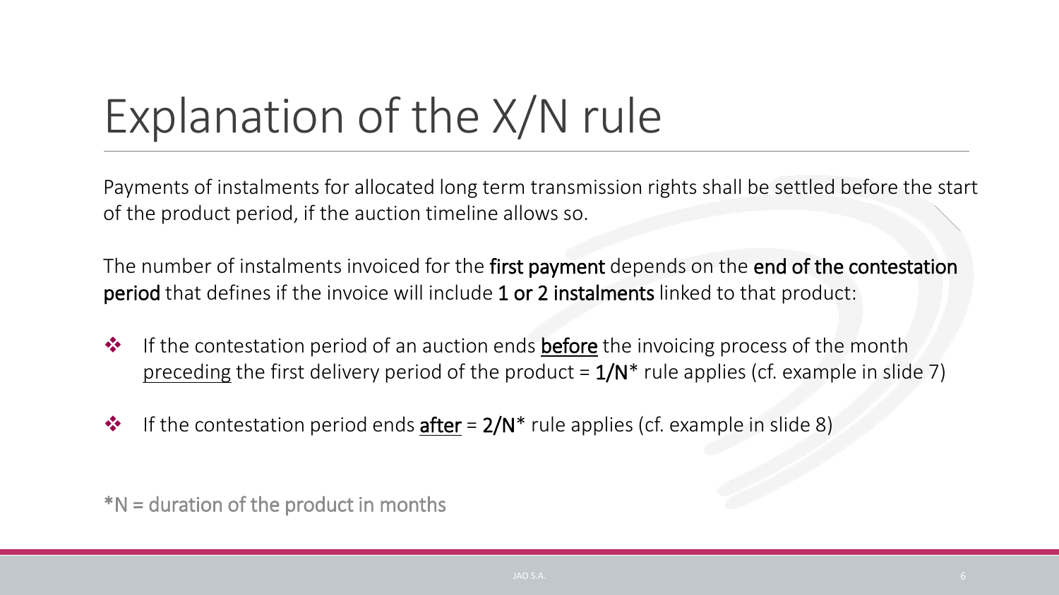# Explanation of the X/N rule

Payments of instalments for allocated long term transmission rights shall be settled before the start of the product period, if the auction timeline allows so.

The number of instalments invoiced for the **first payment** depends on the **end of the contestation period** that defines if the invoice will include **1 or 2 instalments** linked to that product:

- If the contestation period of an auction ends **before** the invoicing process of the month preceding the first delivery period of the product = **1/N*** rule applies (cf. example in slide 7)
- If the contestation period ends **after** = **2/N*** rule applies (cf. example in slide 8)

*N = duration of the product in months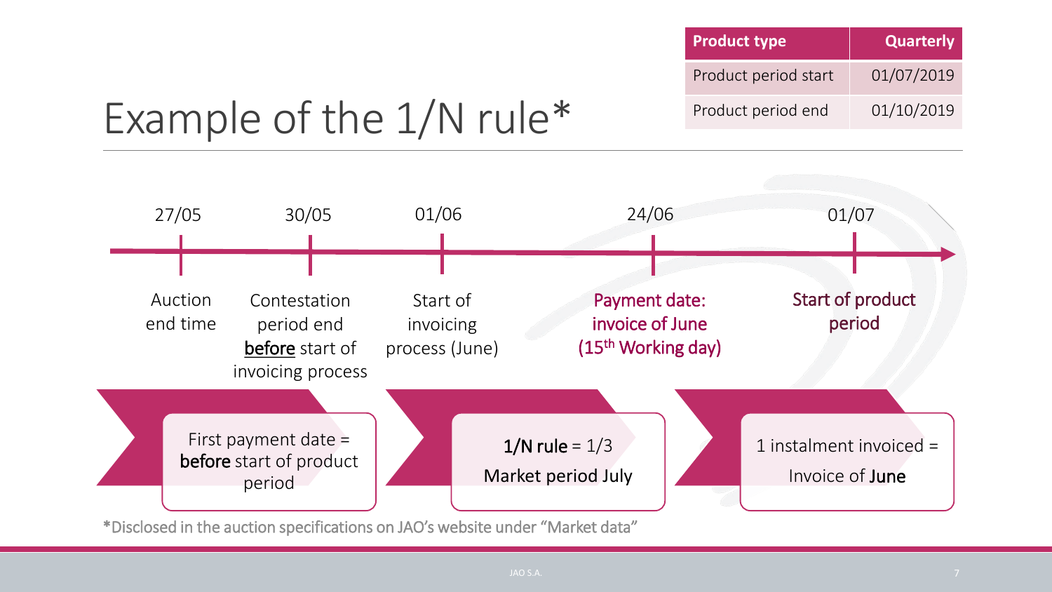# Example of the 1/N rule*

| Product type | Quarterly |
| --- | --- |
| Product period start | 01/07/2019 |
| Product period end | 01/10/2019 |

- **27/05** – Auction end time
- **30/05** – Contestation period end **before** start of invoicing process
- **01/06** – Start of invoicing process (June)
- **24/06** – Payment date: invoice of June (15th Working day)
- **01/07** – Start of product period

First payment date = **before** start of product period

**1/N rule** = 1/3

Market period July

1 instalment invoiced =

Invoice of **June**

*Disclosed in the auction specifications on JAO's website under "Market data"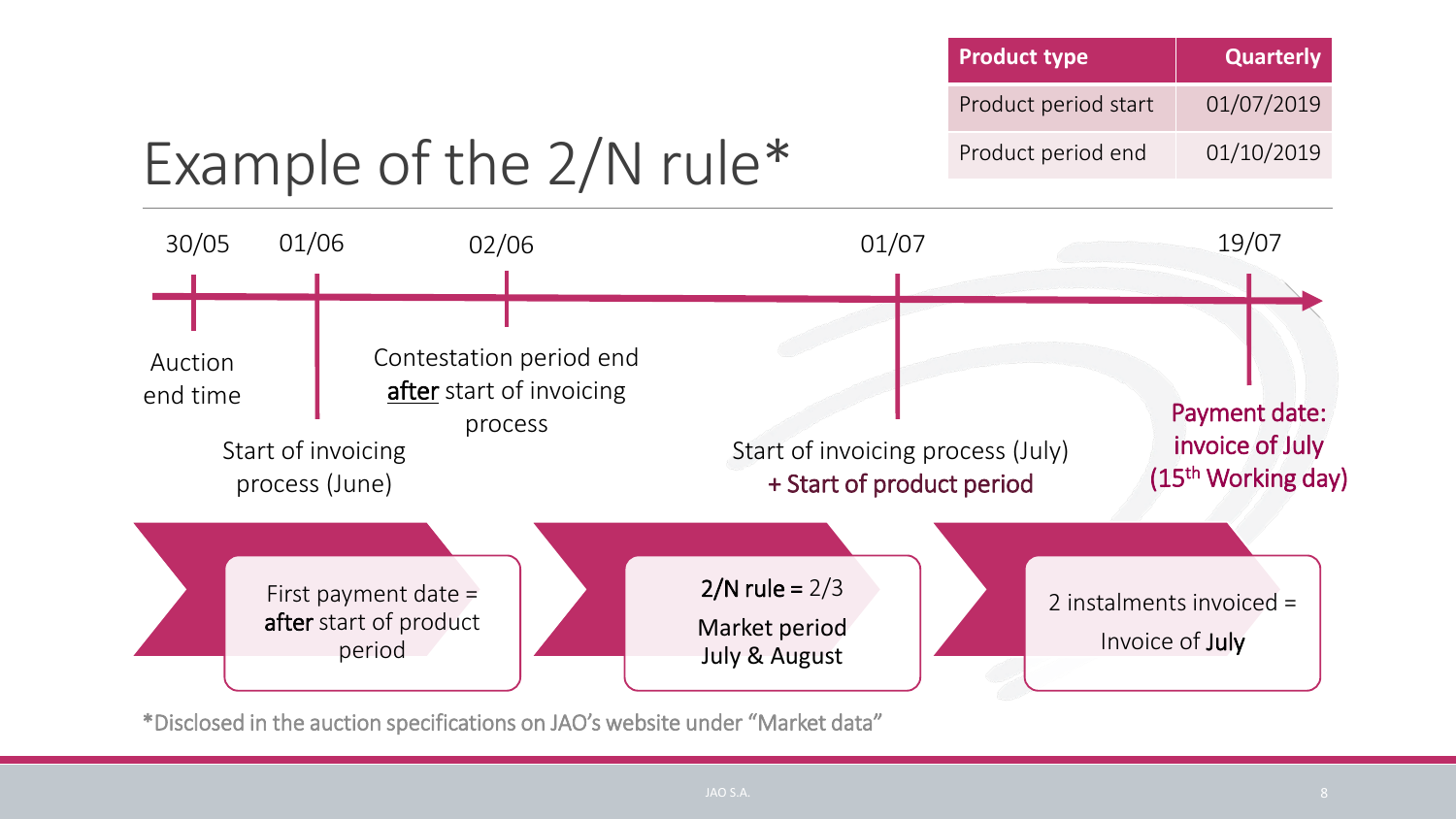| Product type | Quarterly |
| --- | --- |
| Product period start | 01/07/2019 |
| Product period end | 01/10/2019 |

# Example of the 2/N rule*

30/05 — Auction end time

01/06 — Start of invoicing process (June)

02/06 — Contestation period end **after** start of invoicing process

01/07 — Start of invoicing process (July) + Start of product period

19/07 — Payment date: invoice of July (15th Working day)

First payment date = **after** start of product period

**2/N rule** = 2/3

Market period July & August

2 instalments invoiced = Invoice of **July**

*Disclosed in the auction specifications on JAO's website under "Market data"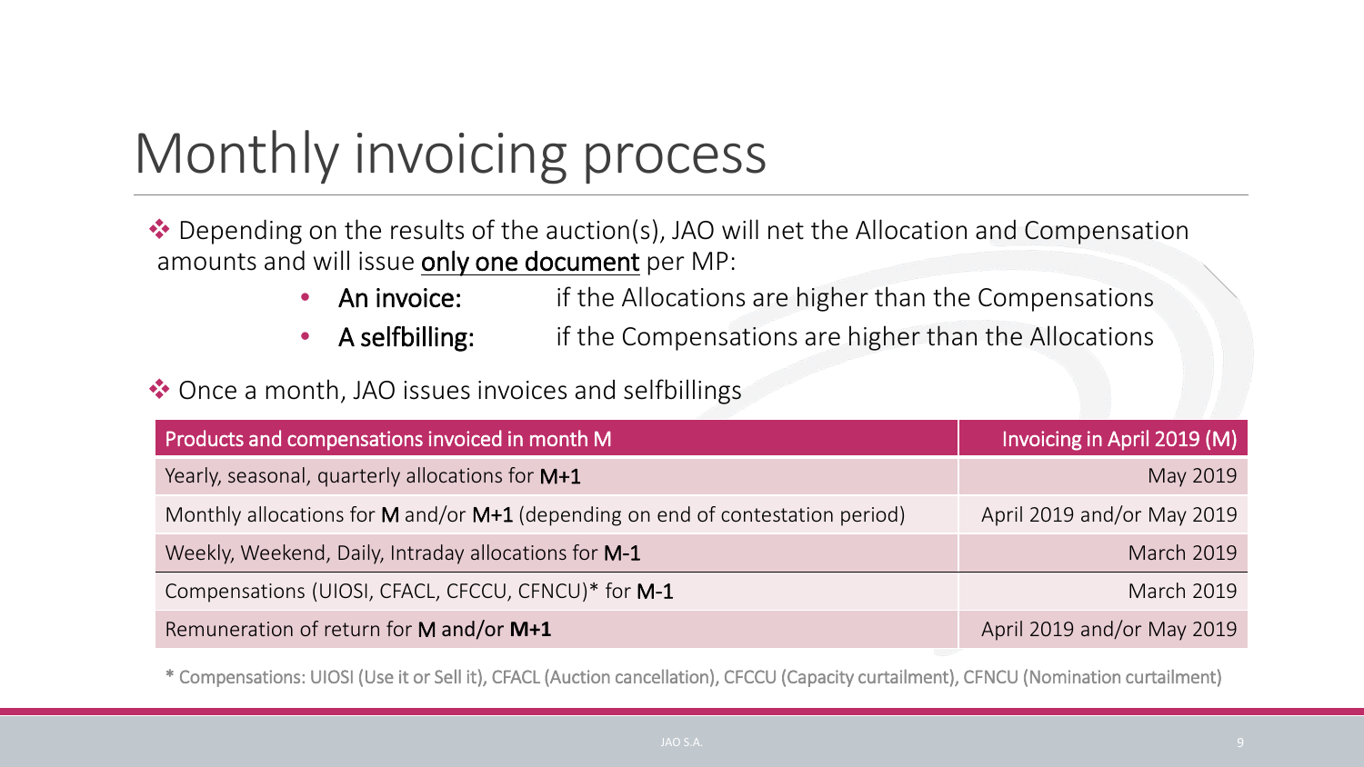# Monthly invoicing process

- Depending on the results of the auction(s), JAO will net the Allocation and Compensation amounts and will issue <u>only one document</u> per MP:
  - **An invoice:** if the Allocations are higher than the Compensations
  - **A selfbilling:** if the Compensations are higher than the Allocations
- Once a month, JAO issues invoices and selfbillings

| Products and compensations invoiced in month M | Invoicing in April 2019 (M) |
|---|---|
| Yearly, seasonal, quarterly allocations for **M+1** | May 2019 |
| Monthly allocations for **M** and/or **M+1** (depending on end of contestation period) | April 2019 and/or May 2019 |
| Weekly, Weekend, Daily, Intraday allocations for **M-1** | March 2019 |
| Compensations (UIOSI, CFACL, CFCCU, CFNCU)* for **M-1** | March 2019 |
| Remuneration of return for **M and/or M+1** | April 2019 and/or May 2019 |

* Compensations: UIOSI (Use it or Sell it), CFACL (Auction cancellation), CFCCU (Capacity curtailment), CFNCU (Nomination curtailment)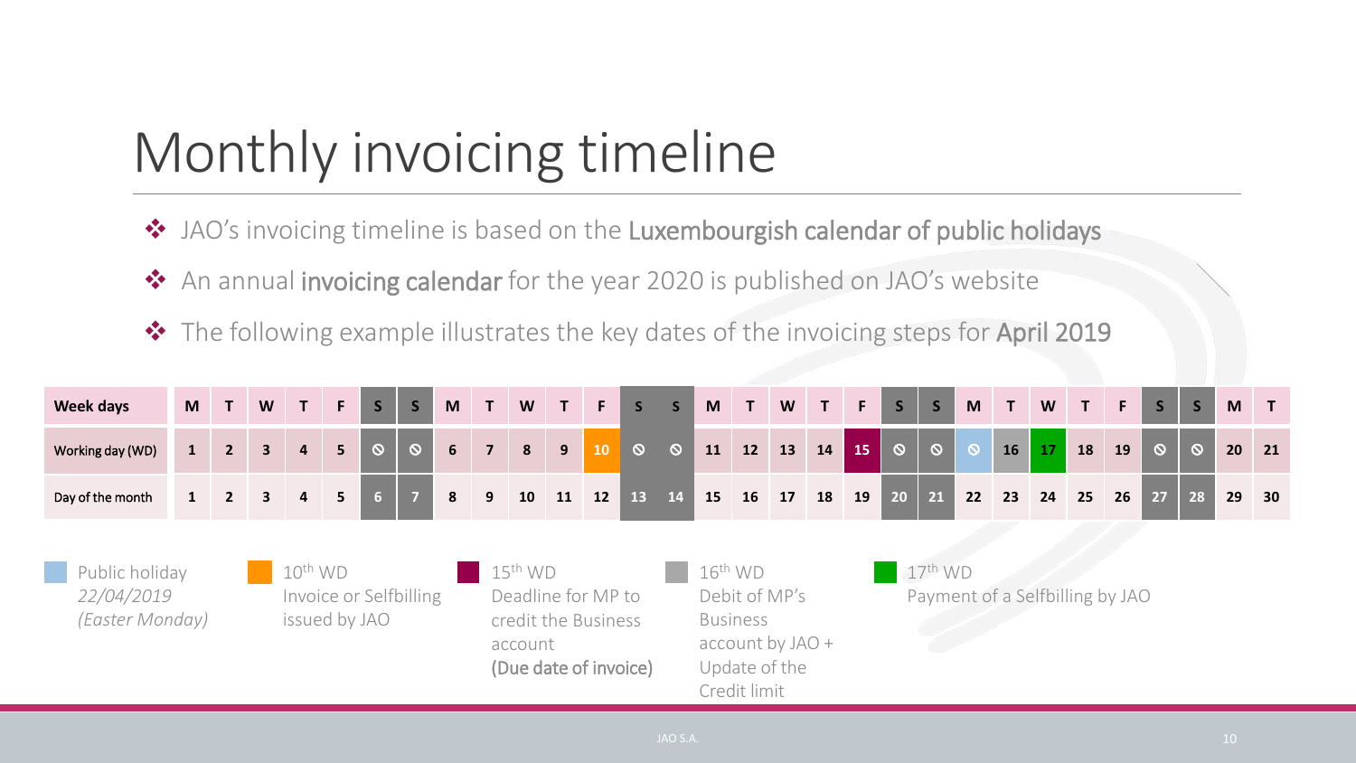# Monthly invoicing timeline

- JAO's invoicing timeline is based on the **Luxembourgish calendar of public holidays**
- An annual **invoicing calendar** for the year 2020 is published on JAO's website
- The following example illustrates the key dates of the invoicing steps for **April 2019**

| Week days | M | T | W | T | F | S | S | M | T | W | T | F | S | S | M | T | W | T | F | S | S | M | T | W | T | F | S | S | M | T |
|---|---|---|---|---|---|---|---|---|---|---|---|---|---|---|---|---|---|---|---|---|---|---|---|---|---|---|---|---|---|---|
| Working day (WD) | 1 | 2 | 3 | 4 | 5 | ⦸ | ⦸ | 6 | 7 | 8 | 9 | 10 | ⦸ | ⦸ | 11 | 12 | 13 | 14 | 15 | ⦸ | ⦸ | ⦸ | 16 | 17 | 18 | 19 | ⦸ | ⦸ | 20 | 21 |
| Day of the month | 1 | 2 | 3 | 4 | 5 | 6 | 7 | 8 | 9 | 10 | 11 | 12 | 13 | 14 | 15 | 16 | 17 | 18 | 19 | 20 | 21 | 22 | 23 | 24 | 25 | 26 | 27 | 28 | 29 | 30 |

- Public holiday *22/04/2019 (Easter Monday)*
- 10th WD: Invoice or Selfbilling issued by JAO
- 15th WD: Deadline for MP to credit the Business account **(Due date of invoice)**
- 16th WD: Debit of MP's Business account by JAO + Update of the Credit limit
- 17th WD: Payment of a Selfbilling by JAO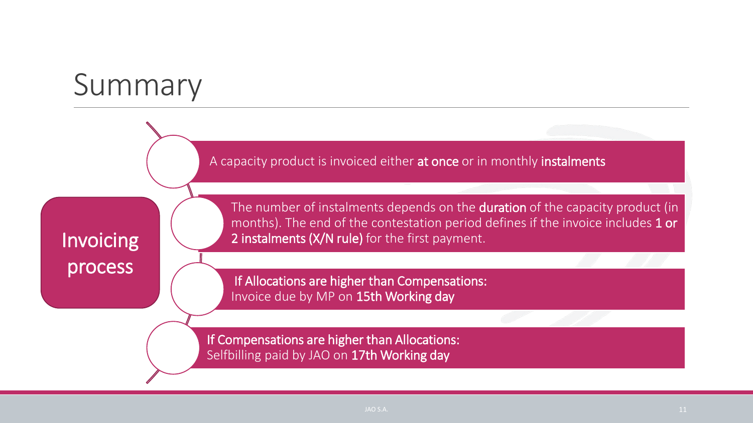# Summary

## Invoicing process

- A capacity product is invoiced either **at once** or in monthly **instalments**
- The number of instalments depends on the **duration** of the capacity product (in months). The end of the contestation period defines if the invoice includes **1 or 2 instalments (X/N rule)** for the first payment.
- **If Allocations are higher than Compensations:** Invoice due by MP on **15th Working day**
- **If Compensations are higher than Allocations:** Selfbilling paid by JAO on **17th Working day**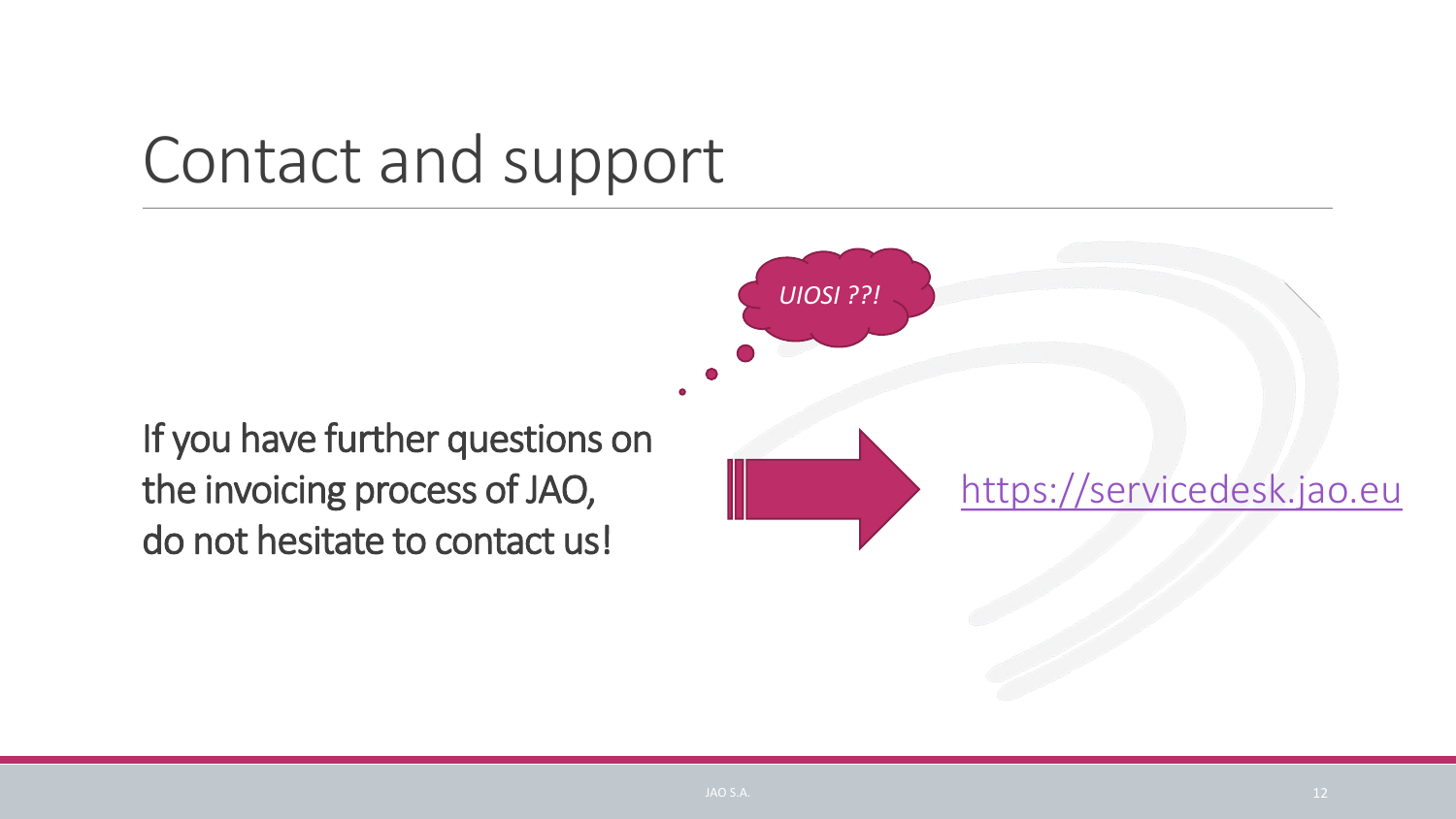# Contact and support

*UIOSI ??!*

If you have further questions on the invoicing process of JAO, do not hesitate to contact us!

https://servicedesk.jao.eu